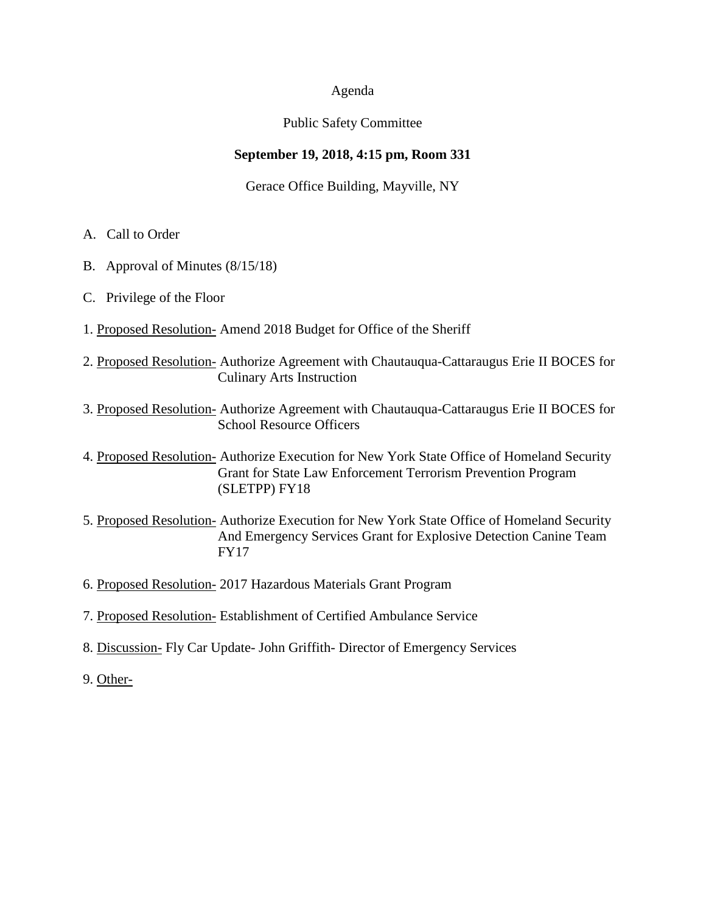Agenda

Public Safety Committee

**September 19, 2018, 4:15 pm, Room 331**

Gerace Office Building, Mayville, NY

A. Call to Order

B. Approval of Minutes (8/15/18)

C. Privilege of the Floor

1. Proposed Resolution- Amend 2018 Budget for Office of the Sheriff

2. Proposed Resolution- Authorize Agreement with Chautauqua-Cattaraugus Erie II BOCES for Culinary Arts Instruction

3. Proposed Resolution- Authorize Agreement with Chautauqua-Cattaraugus Erie II BOCES for School Resource Officers

4. Proposed Resolution- Authorize Execution for New York State Office of Homeland Security Grant for State Law Enforcement Terrorism Prevention Program (SLETPP) FY18

5. Proposed Resolution- Authorize Execution for New York State Office of Homeland Security And Emergency Services Grant for Explosive Detection Canine Team FY17

6. Proposed Resolution- 2017 Hazardous Materials Grant Program

7. Proposed Resolution- Establishment of Certified Ambulance Service

8. Discussion- Fly Car Update- John Griffith- Director of Emergency Services

9. Other-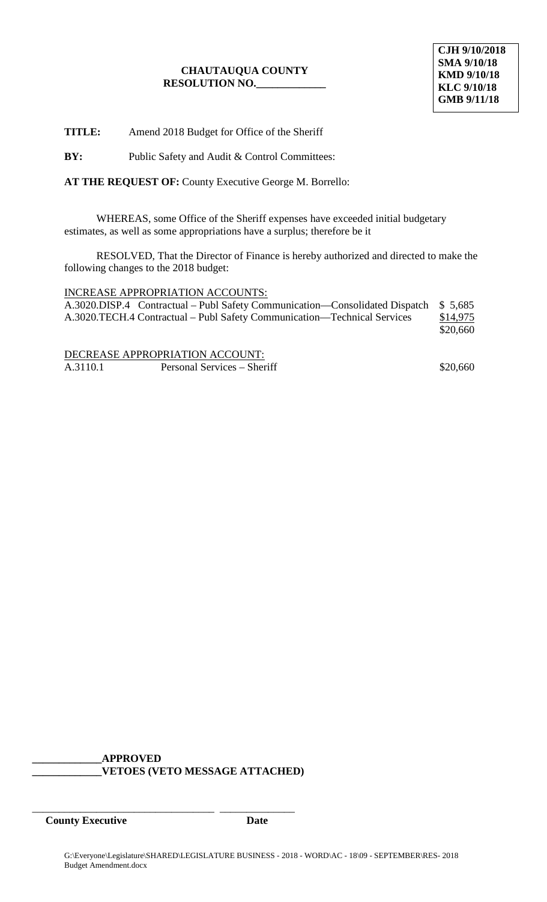CJH 9/10/2018
SMA 9/10/18
KMD 9/10/18
KLC 9/10/18
GMB 9/11/18

**CHAUTAUQUA COUNTY**
**RESOLUTION NO.____________**

**TITLE:** Amend 2018 Budget for Office of the Sheriff

**BY:** Public Safety and Audit & Control Committees:

**AT THE REQUEST OF:** County Executive George M. Borrello:

WHEREAS, some Office of the Sheriff expenses have exceeded initial budgetary estimates, as well as some appropriations have a surplus; therefore be it

RESOLVED, That the Director of Finance is hereby authorized and directed to make the following changes to the 2018 budget:

INCREASE APPROPRIATION ACCOUNTS:

| | | |
|---|---|---|
| A.3020.DISP.4 | Contractual – Publ Safety Communication—Consolidated Dispatch | $ 5,685 |
| A.3020.TECH.4 | Contractual – Publ Safety Communication—Technical Services | $14,975 |
| | | $20,660 |

DECREASE APPROPRIATION ACCOUNT:

| | | |
|---|---|---|
| A.3110.1 | Personal Services – Sheriff | $20,660 |

**____________APPROVED**
**____________VETOES (VETO MESSAGE ATTACHED)**

________________________________ ______________
**County Executive** **Date**

G:\Everyone\Legislature\SHARED\LEGISLATURE BUSINESS - 2018 - WORD\AC - 18\09 - SEPTEMBER\RES- 2018 Budget Amendment.docx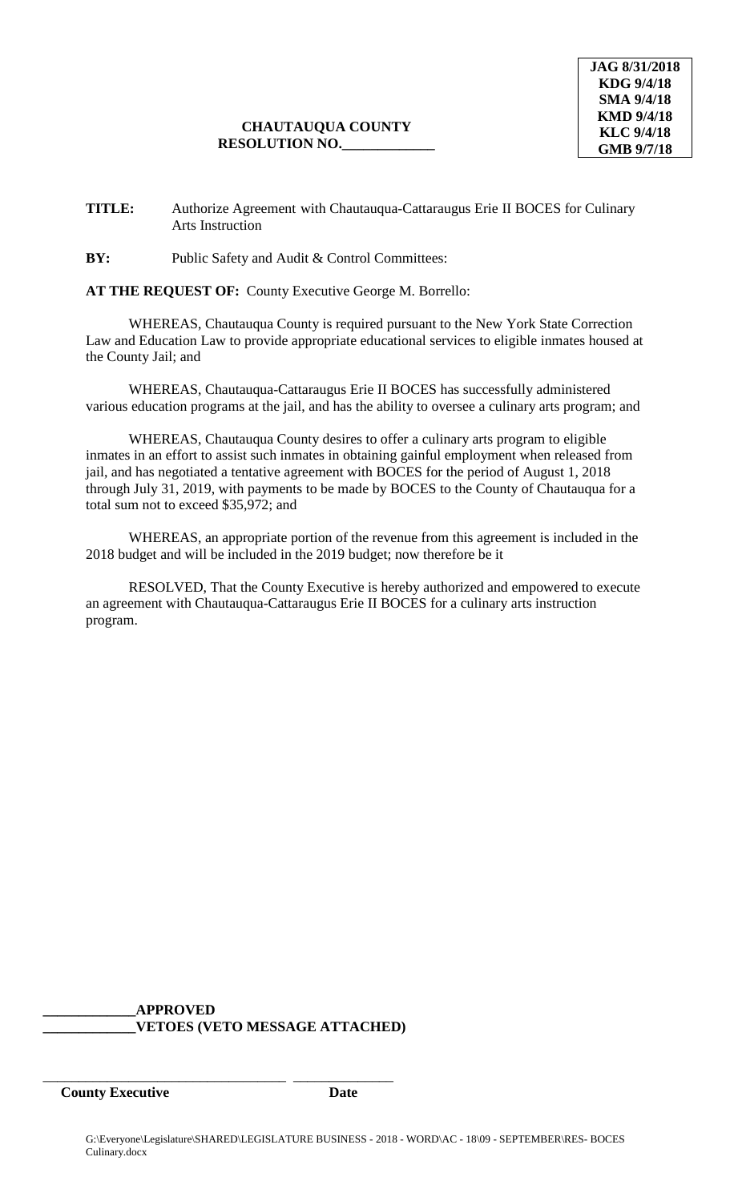**JAG 8/31/2018**
**KDG 9/4/18**
**SMA 9/4/18**
**KMD 9/4/18**
**KLC 9/4/18**
**GMB 9/7/18**

**CHAUTAUQUA COUNTY**
**RESOLUTION NO.\_\_\_\_\_\_\_\_\_\_\_\_\_**

**TITLE:** Authorize Agreement with Chautauqua-Cattaraugus Erie II BOCES for Culinary Arts Instruction

**BY:** Public Safety and Audit & Control Committees:

**AT THE REQUEST OF:** County Executive George M. Borrello:

WHEREAS, Chautauqua County is required pursuant to the New York State Correction Law and Education Law to provide appropriate educational services to eligible inmates housed at the County Jail; and

WHEREAS, Chautauqua-Cattaraugus Erie II BOCES has successfully administered various education programs at the jail, and has the ability to oversee a culinary arts program; and

WHEREAS, Chautauqua County desires to offer a culinary arts program to eligible inmates in an effort to assist such inmates in obtaining gainful employment when released from jail, and has negotiated a tentative agreement with BOCES for the period of August 1, 2018 through July 31, 2019, with payments to be made by BOCES to the County of Chautauqua for a total sum not to exceed $35,972; and

WHEREAS, an appropriate portion of the revenue from this agreement is included in the 2018 budget and will be included in the 2019 budget; now therefore be it

RESOLVED, That the County Executive is hereby authorized and empowered to execute an agreement with Chautauqua-Cattaraugus Erie II BOCES for a culinary arts instruction program.

**\_\_\_\_\_\_\_\_\_\_\_\_\_APPROVED**
**\_\_\_\_\_\_\_\_\_\_\_\_\_VETOES (VETO MESSAGE ATTACHED)**

\_\_\_\_\_\_\_\_\_\_\_\_\_\_\_\_\_\_\_\_\_\_\_\_\_\_\_\_\_\_\_\_\_\_ \_\_\_\_\_\_\_\_\_\_\_\_\_\_
**County Executive** **Date**

G:\Everyone\Legislature\SHARED\LEGISLATURE BUSINESS - 2018 - WORD\AC - 18\09 - SEPTEMBER\RES- BOCES Culinary.docx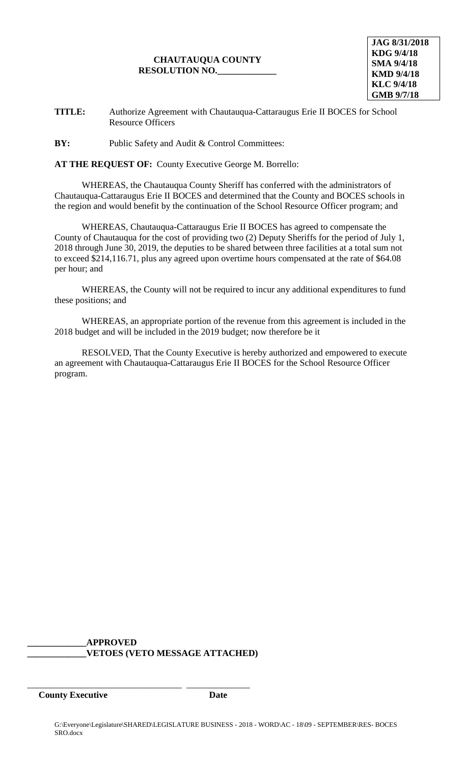**JAG 8/31/2018**
**KDG 9/4/18**
**SMA 9/4/18**
**KMD 9/4/18**
**KLC 9/4/18**
**GMB 9/7/18**

**CHAUTAUQUA COUNTY**
**RESOLUTION NO.____________**

**TITLE:** Authorize Agreement with Chautauqua-Cattaraugus Erie II BOCES for School Resource Officers

**BY:** Public Safety and Audit & Control Committees:

**AT THE REQUEST OF:** County Executive George M. Borrello:

WHEREAS, the Chautauqua County Sheriff has conferred with the administrators of Chautauqua-Cattaraugus Erie II BOCES and determined that the County and BOCES schools in the region and would benefit by the continuation of the School Resource Officer program; and

WHEREAS, Chautauqua-Cattaraugus Erie II BOCES has agreed to compensate the County of Chautauqua for the cost of providing two (2) Deputy Sheriffs for the period of July 1, 2018 through June 30, 2019, the deputies to be shared between three facilities at a total sum not to exceed $214,116.71, plus any agreed upon overtime hours compensated at the rate of $64.08 per hour; and

WHEREAS, the County will not be required to incur any additional expenditures to fund these positions; and

WHEREAS, an appropriate portion of the revenue from this agreement is included in the 2018 budget and will be included in the 2019 budget; now therefore be it

RESOLVED, That the County Executive is hereby authorized and empowered to execute an agreement with Chautauqua-Cattaraugus Erie II BOCES for the School Resource Officer program.

**____________APPROVED**
**____________VETOES (VETO MESSAGE ATTACHED)**

_________________________________ ______________
**County Executive** **Date**

G:\Everyone\Legislature\SHARED\LEGISLATURE BUSINESS - 2018 - WORD\AC - 18\09 - SEPTEMBER\RES- BOCES SRO.docx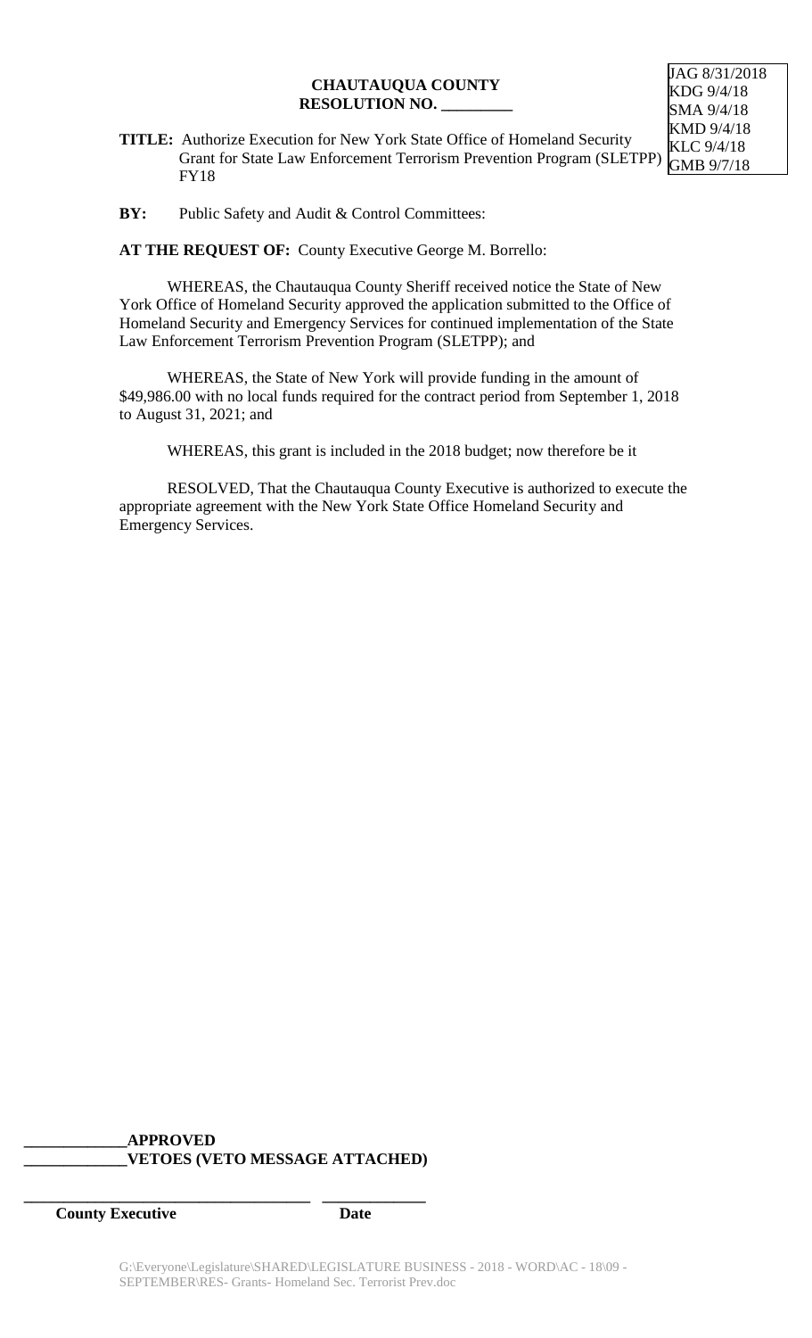JAG 8/31/2018
KDG 9/4/18
SMA 9/4/18
KMD 9/4/18
KLC 9/4/18
GMB 9/7/18

**CHAUTAUQUA COUNTY**
**RESOLUTION NO. _________**

**TITLE:** Authorize Execution for New York State Office of Homeland Security Grant for State Law Enforcement Terrorism Prevention Program (SLETPP) FY18

**BY:** Public Safety and Audit & Control Committees:

**AT THE REQUEST OF:** County Executive George M. Borrello:

WHEREAS, the Chautauqua County Sheriff received notice the State of New York Office of Homeland Security approved the application submitted to the Office of Homeland Security and Emergency Services for continued implementation of the State Law Enforcement Terrorism Prevention Program (SLETPP); and

WHEREAS, the State of New York will provide funding in the amount of $49,986.00 with no local funds required for the contract period from September 1, 2018 to August 31, 2021; and

WHEREAS, this grant is included in the 2018 budget; now therefore be it

RESOLVED, That the Chautauqua County Executive is authorized to execute the appropriate agreement with the New York State Office Homeland Security and Emergency Services.

**_____________APPROVED**
**_____________VETOES (VETO MESSAGE ATTACHED)**

**____________________________________ _____________**
**County Executive Date**

G:\Everyone\Legislature\SHARED\LEGISLATURE BUSINESS - 2018 - WORD\AC - 18\09 - SEPTEMBER\RES- Grants- Homeland Sec. Terrorist Prev.doc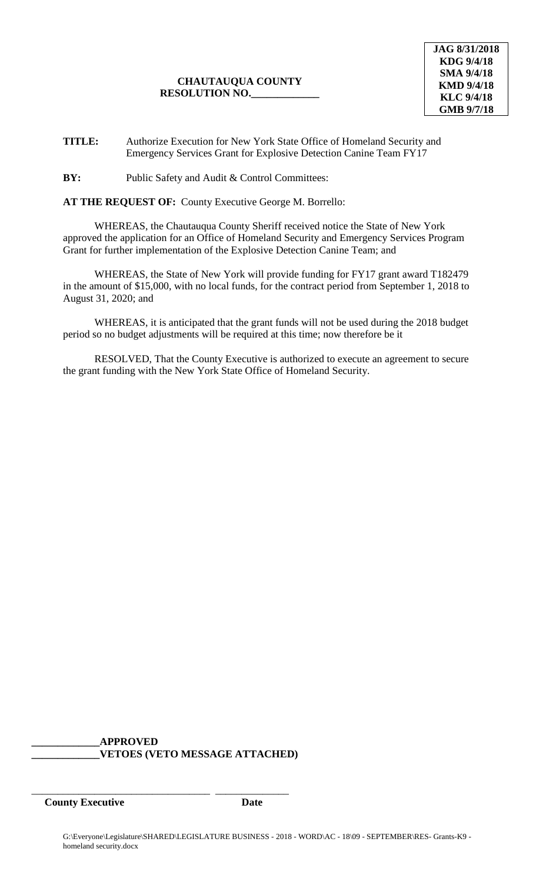JAG 8/31/2018
KDG 9/4/18
SMA 9/4/18
KMD 9/4/18
KLC 9/4/18
GMB 9/7/18

**CHAUTAUQUA COUNTY**
**RESOLUTION NO.____________**

**TITLE:** Authorize Execution for New York State Office of Homeland Security and Emergency Services Grant for Explosive Detection Canine Team FY17

**BY:** Public Safety and Audit & Control Committees:

**AT THE REQUEST OF:** County Executive George M. Borrello:

WHEREAS, the Chautauqua County Sheriff received notice the State of New York approved the application for an Office of Homeland Security and Emergency Services Program Grant for further implementation of the Explosive Detection Canine Team; and

WHEREAS, the State of New York will provide funding for FY17 grant award T182479 in the amount of $15,000, with no local funds, for the contract period from September 1, 2018 to August 31, 2020; and

WHEREAS, it is anticipated that the grant funds will not be used during the 2018 budget period so no budget adjustments will be required at this time; now therefore be it

RESOLVED, That the County Executive is authorized to execute an agreement to secure the grant funding with the New York State Office of Homeland Security.

**____________APPROVED**
**____________VETOES (VETO MESSAGE ATTACHED)**

________________________________ ______________
**County Executive** **Date**

G:\Everyone\Legislature\SHARED\LEGISLATURE BUSINESS - 2018 - WORD\AC - 18\09 - SEPTEMBER\RES- Grants-K9 - homeland security.docx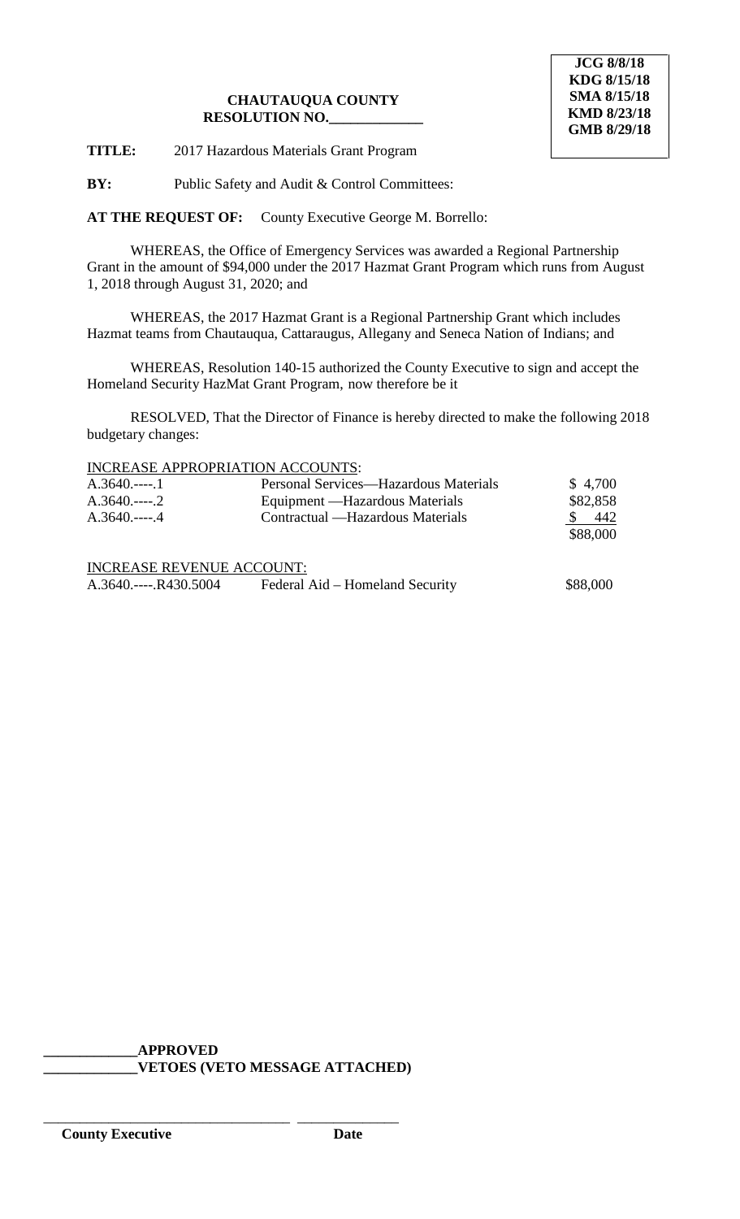**JCG 8/8/18**
**KDG 8/15/18**
**SMA 8/15/18**
**KMD 8/23/18**
**GMB 8/29/18**

**CHAUTAUQUA COUNTY**
**RESOLUTION NO.____________**

**TITLE:** 2017 Hazardous Materials Grant Program

**BY:** Public Safety and Audit & Control Committees:

**AT THE REQUEST OF:** County Executive George M. Borrello:

WHEREAS, the Office of Emergency Services was awarded a Regional Partnership Grant in the amount of $94,000 under the 2017 Hazmat Grant Program which runs from August 1, 2018 through August 31, 2020; and

WHEREAS, the 2017 Hazmat Grant is a Regional Partnership Grant which includes Hazmat teams from Chautauqua, Cattaraugus, Allegany and Seneca Nation of Indians; and

WHEREAS, Resolution 140-15 authorized the County Executive to sign and accept the Homeland Security HazMat Grant Program, now therefore be it

RESOLVED, That the Director of Finance is hereby directed to make the following 2018 budgetary changes:

INCREASE APPROPRIATION ACCOUNTS:

| | | |
|---|---|---|
| A.3640.----.1 | Personal Services—Hazardous Materials | $ 4,700 |
| A.3640.----.2 | Equipment —Hazardous Materials | $82,858 |
| A.3640.----.4 | Contractual —Hazardous Materials | $ 442 |
| | | $88,000 |

INCREASE REVENUE ACCOUNT:

| | | |
|---|---|---|
| A.3640.----.R430.5004 | Federal Aid – Homeland Security | $88,000 |

**____________APPROVED**
**____________VETOES (VETO MESSAGE ATTACHED)**

________________________________ ______________
**County Executive** **Date**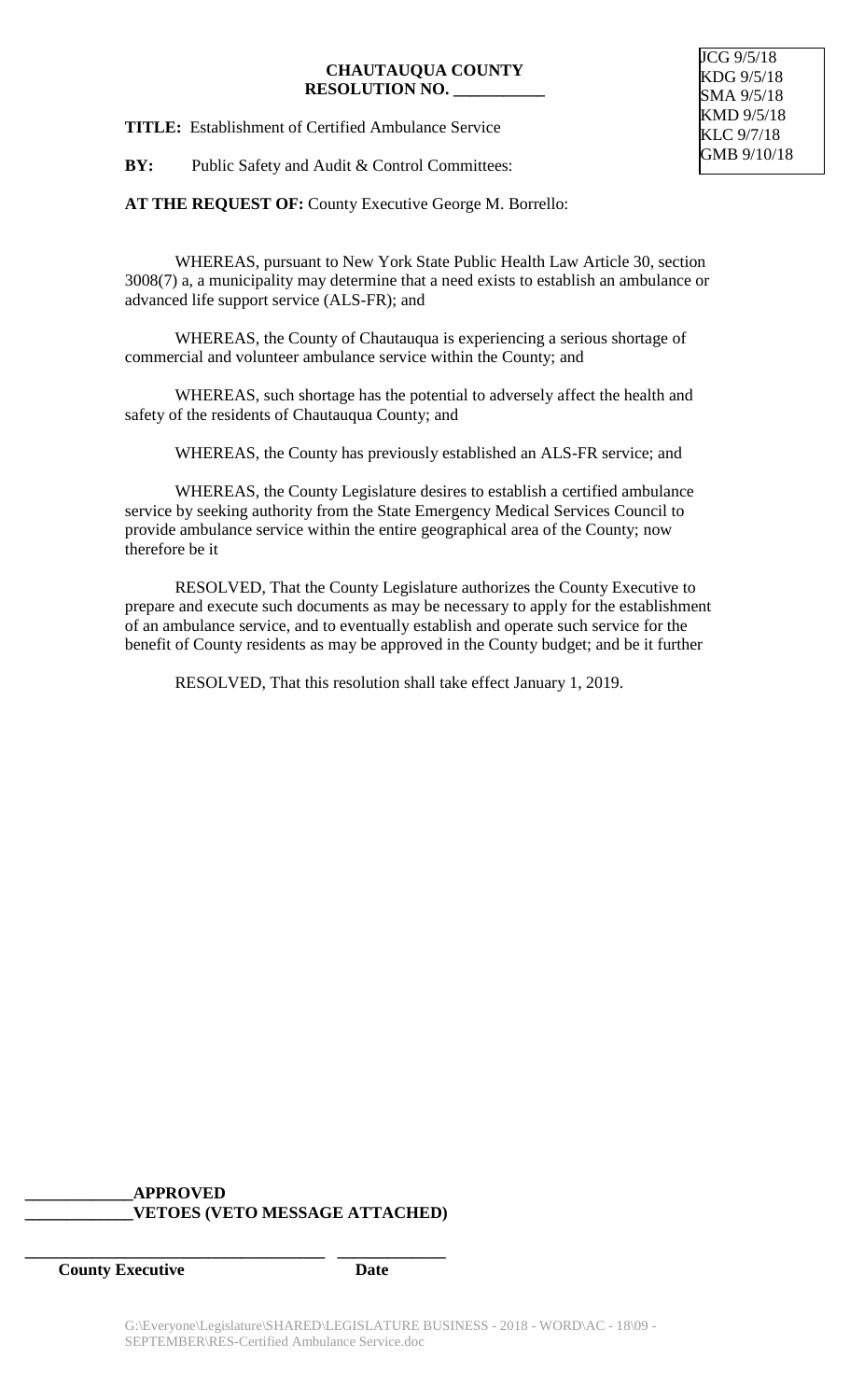JCG 9/5/18
KDG 9/5/18
SMA 9/5/18
KMD 9/5/18
KLC 9/7/18
GMB 9/10/18

**CHAUTAUQUA COUNTY**
**RESOLUTION NO. \_\_\_\_\_\_\_\_\_\_\_**

**TITLE:** Establishment of Certified Ambulance Service

**BY:** Public Safety and Audit & Control Committees:

**AT THE REQUEST OF:** County Executive George M. Borrello:

WHEREAS, pursuant to New York State Public Health Law Article 30, section 3008(7) a, a municipality may determine that a need exists to establish an ambulance or advanced life support service (ALS-FR); and

WHEREAS, the County of Chautauqua is experiencing a serious shortage of commercial and volunteer ambulance service within the County; and

WHEREAS, such shortage has the potential to adversely affect the health and safety of the residents of Chautauqua County; and

WHEREAS, the County has previously established an ALS-FR service; and

WHEREAS, the County Legislature desires to establish a certified ambulance service by seeking authority from the State Emergency Medical Services Council to provide ambulance service within the entire geographical area of the County; now therefore be it

RESOLVED, That the County Legislature authorizes the County Executive to prepare and execute such documents as may be necessary to apply for the establishment of an ambulance service, and to eventually establish and operate such service for the benefit of County residents as may be approved in the County budget; and be it further

RESOLVED, That this resolution shall take effect January 1, 2019.

**\_\_\_\_\_\_\_\_\_\_\_\_\_APPROVED**
**\_\_\_\_\_\_\_\_\_\_\_\_\_VETOES (VETO MESSAGE ATTACHED)**

**\_\_\_\_\_\_\_\_\_\_\_\_\_\_\_\_\_\_\_\_\_\_\_\_\_\_\_\_\_\_\_\_\_\_\_\_\_\_ \_\_\_\_\_\_\_\_\_\_\_\_\_\_**
**County Executive** **Date**

G:\Everyone\Legislature\SHARED\LEGISLATURE BUSINESS - 2018 - WORD\AC - 18\09 - SEPTEMBER\RES-Certified Ambulance Service.doc